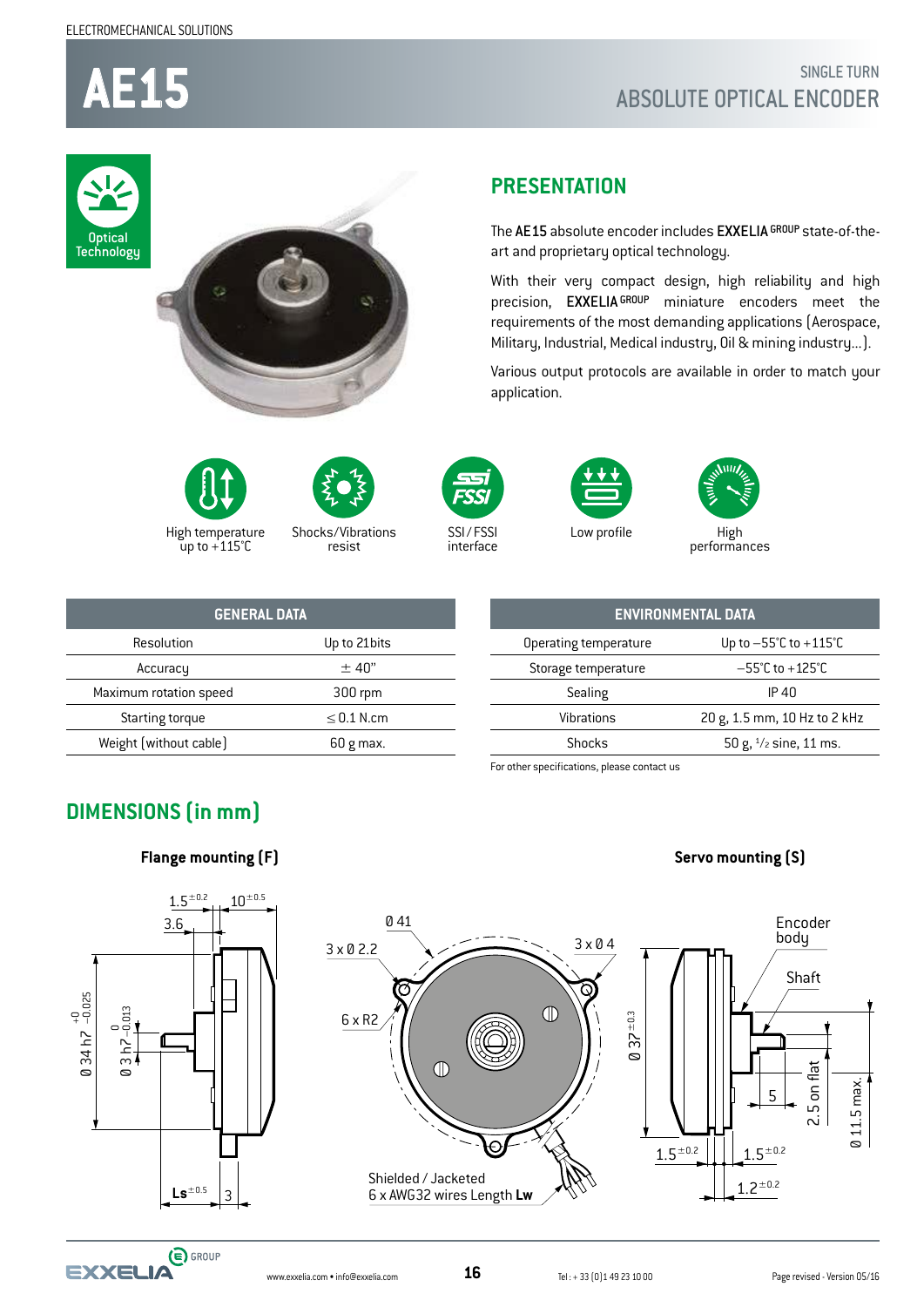ELECTROMECHANICAL SOLUTIONS

# AE15

SINGLE TURN

ABSOLUTE OPTICAL ENCODER

Optical Technology

## PRESENTATION

The **AE15** absolute encoder includes **EXXELIA** GROUP state-of-the-art and proprietary optical technology.

With their very compact design, high reliability and high precision, **EXXELIA** GROUP miniature encoders meet the requirements of the most demanding applications (Aerospace, Military, Industrial, Medical industry, Oil & mining industry...).

Various output protocols are available in order to match your application.

High temperature up to +115°C — Shocks/Vibrations resist — SSI / FSSI interface — Low profile — High performances

| GENERAL DATA | |
|---|---|
| Resolution | Up to 21bits |
| Accuracy | ± 40" |
| Maximum rotation speed | 300 rpm |
| Starting torque | ≤ 0.1 N.cm |
| Weight (without cable) | 60 g max. |

| ENVIRONMENTAL DATA | |
|---|---|
| Operating temperature | Up to −55°C to +115°C |
| Storage temperature | −55°C to +125°C |
| Sealing | IP 40 |
| Vibrations | 20 g, 1.5 mm, 10 Hz to 2 kHz |
| Shocks | 50 g, ½ sine, 11 ms. |

For other specifications, please contact us

## DIMENSIONS (in mm)

**Flange mounting (F)**

**Servo mounting (S)**

$1.5^{\pm0.2}$ $10^{\pm0.5}$ 3.6 Ø 34 h7 $^{+0}_{-0.025}$ Ø 3 h7 $^{0}_{-0.013}$ $Ls^{\pm0.5}$ 3

Ø 41 3 x Ø 2.2 3 x Ø 4 6 x R2

Shielded / Jacketed
6 x AWG32 wires Length **Lw**

Encoder body Shaft Ø $37^{\pm0.3}$ 5 2.5 on flat Ø 11.5 max. $1.5^{\pm0.2}$ $1.5^{\pm0.2}$ $1.2^{\pm0.2}$

www.exxelia.com • info@exxelia.com

Tel : + 33 (0)1 49 23 10 00

Page revised - Version 05/16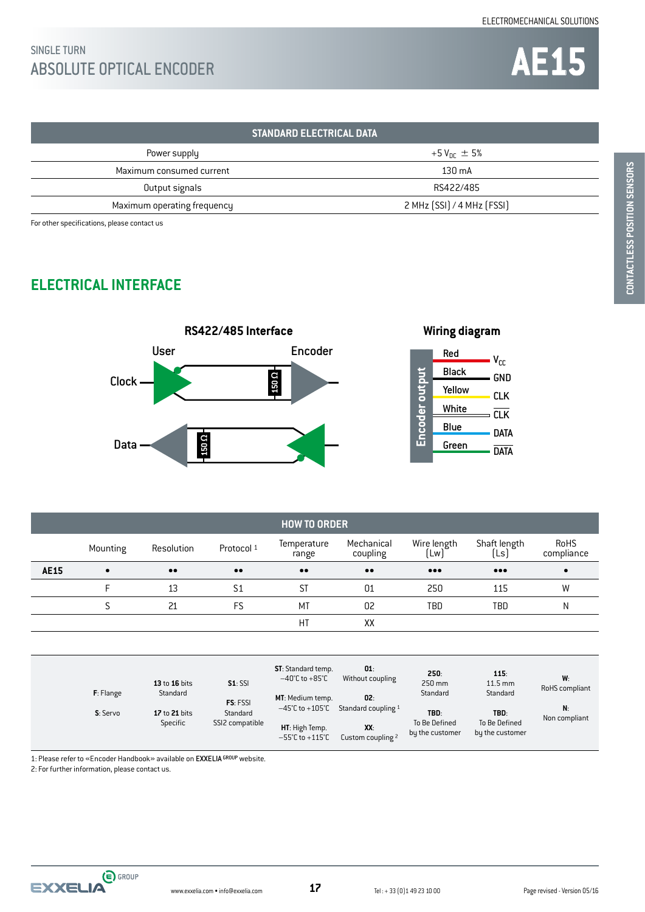# SINGLE TURN
# ABSOLUTE OPTICAL ENCODER

# AE15

| STANDARD ELECTRICAL DATA | |
|---|---|
| Power supply | +5 $V_{DC}$ ± 5% |
| Maximum consumed current | 130 mA |
| Output signals | RS422/485 |
| Maximum operating frequency | 2 MHz (SSI) / 4 MHz (FSSI) |

For other specifications, please contact us

## ELECTRICAL INTERFACE

**RS422/485 Interface**

User — Encoder

Clock — 150 Ω

Data — 150 Ω

**Wiring diagram**

Encoder output

| Wire | Signal |
|---|---|
| Red | $V_{CC}$ |
| Black | GND |
| Yellow | CLK |
| White | $\overline{CLK}$ |
| Blue | DATA |
| Green | $\overline{DATA}$ |

| HOW TO ORDER | Mounting | Resolution | Protocol [1] | Temperature range | Mechanical coupling | Wire length (Lw) | Shaft length (Ls) | RoHS compliance |
|---|---|---|---|---|---|---|---|---|
| **AE15** | • | •• | •• | •• | •• | ••• | ••• | • |
| | F | 13 | S1 | ST | 01 | 250 | 115 | W |
| | S | 21 | FS | MT | 02 | TBD | TBD | N |
| | | | | HT | XX | | | |
| | **F**: Flange<br>**S**: Servo | **13** to **16** bits Standard<br>**17** to **21** bits Specific | **S1**: SSI<br>**FS**: FSSI Standard SSI2 compatible | **ST**: Standard temp. −40°C to +85°C<br>**MT**: Medium temp. −45°C to +105°C<br>**HT**: High Temp. −55°C to +115°C | **01**: Without coupling<br>**02**: Standard coupling [1]<br>**XX**: Custom coupling [2] | **250**: 250 mm Standard<br>**TBD**: To Be Defined by the customer | **115**: 11.5 mm Standard<br>**TBD**: To Be Defined by the customer | **W**: RoHS compliant<br>**N**: Non compliant |

1: Please refer to «Encoder Handbook» available on EXXELIA GROUP website.
2: For further information, please contact us.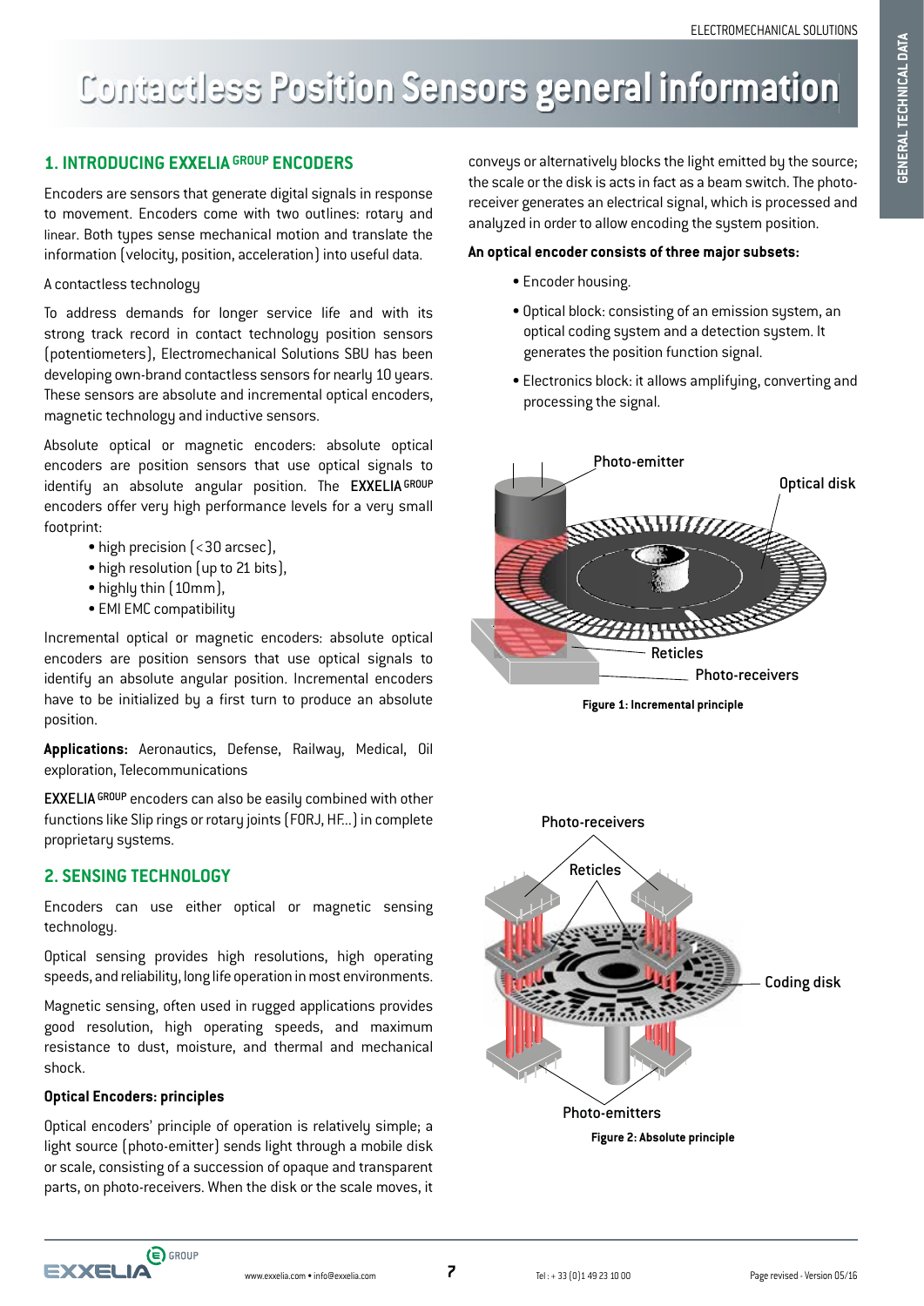# Contactless Position Sensors general information

## 1. INTRODUCING EXXELIA GROUP ENCODERS

Encoders are sensors that generate digital signals in response to movement. Encoders come with two outlines: rotary and linear. Both types sense mechanical motion and translate the information (velocity, position, acceleration) into useful data.

A contactless technology

To address demands for longer service life and with its strong track record in contact technology position sensors (potentiometers), Electromechanical Solutions SBU has been developing own-brand contactless sensors for nearly 10 years. These sensors are absolute and incremental optical encoders, magnetic technology and inductive sensors.

Absolute optical or magnetic encoders: absolute optical encoders are position sensors that use optical signals to identify an absolute angular position. The EXXELIA GROUP encoders offer very high performance levels for a very small footprint:

- high precision (<30 arcsec),
- high resolution (up to 21 bits),
- highly thin (10mm),
- EMI EMC compatibility

Incremental optical or magnetic encoders: absolute optical encoders are position sensors that use optical signals to identify an absolute angular position. Incremental encoders have to be initialized by a first turn to produce an absolute position.

**Applications:** Aeronautics, Defense, Railway, Medical, Oil exploration, Telecommunications

EXXELIA GROUP encoders can also be easily combined with other functions like Slip rings or rotary joints (FORJ, HF...) in complete proprietary systems.

## 2. SENSING TECHNOLOGY

Encoders can use either optical or magnetic sensing technology.

Optical sensing provides high resolutions, high operating speeds, and reliability, long life operation in most environments.

Magnetic sensing, often used in rugged applications provides good resolution, high operating speeds, and maximum resistance to dust, moisture, and thermal and mechanical shock.

### Optical Encoders: principles

Optical encoders' principle of operation is relatively simple; a light source (photo-emitter) sends light through a mobile disk or scale, consisting of a succession of opaque and transparent parts, on photo-receivers. When the disk or the scale moves, it conveys or alternatively blocks the light emitted by the source; the scale or the disk is acts in fact as a beam switch. The photo-receiver generates an electrical signal, which is processed and analyzed in order to allow encoding the system position.

**An optical encoder consists of three major subsets:**

- Encoder housing.
- Optical block: consisting of an emission system, an optical coding system and a detection system. It generates the position function signal.
- Electronics block: it allows amplifying, converting and processing the signal.

Photo-emitter
Optical disk
Reticles
Photo-receivers

**Figure 1: Incremental principle**

Photo-receivers
Reticles
Coding disk
Photo-emitters

**Figure 2: Absolute principle**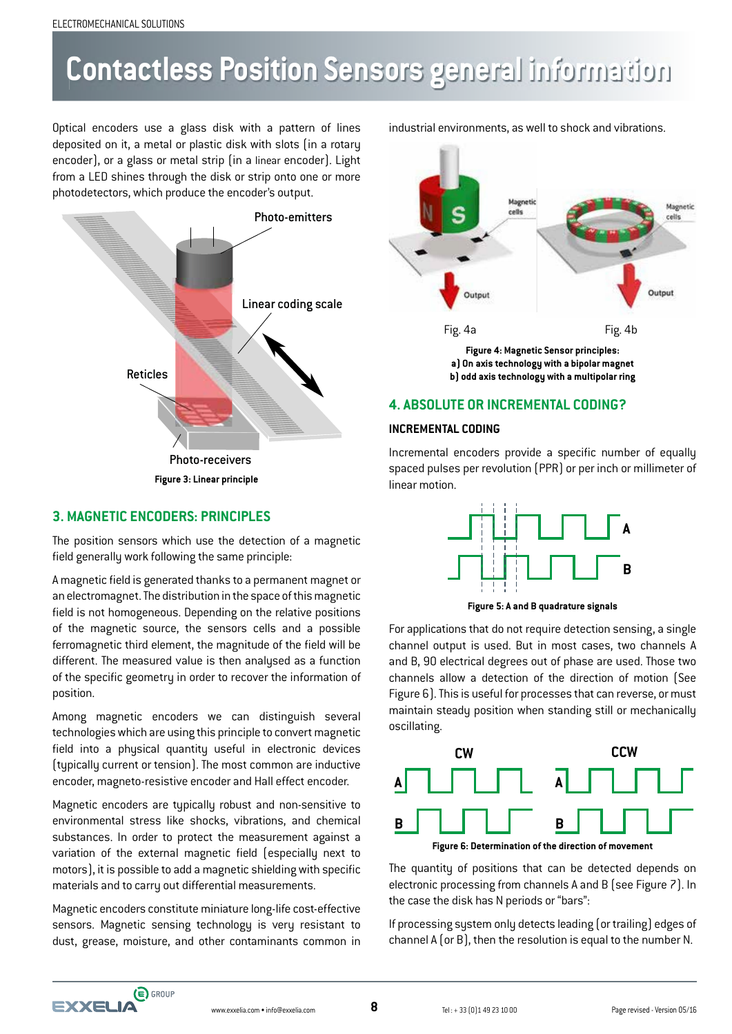# Contactless Position Sensors general information

Optical encoders use a glass disk with a pattern of lines deposited on it, a metal or plastic disk with slots (in a rotary encoder), or a glass or metal strip (in a linear encoder). Light from a LED shines through the disk or strip onto one or more photodetectors, which produce the encoder's output.

Figure 3: Linear principle

## 3. MAGNETIC ENCODERS: PRINCIPLES

The position sensors which use the detection of a magnetic field generally work following the same principle:

A magnetic field is generated thanks to a permanent magnet or an electromagnet. The distribution in the space of this magnetic field is not homogeneous. Depending on the relative positions of the magnetic source, the sensors cells and a possible ferromagnetic third element, the magnitude of the field will be different. The measured value is then analysed as a function of the specific geometry in order to recover the information of position.

Among magnetic encoders we can distinguish several technologies which are using this principle to convert magnetic field into a physical quantity useful in electronic devices (typically current or tension). The most common are inductive encoder, magneto-resistive encoder and Hall effect encoder.

Magnetic encoders are typically robust and non-sensitive to environmental stress like shocks, vibrations, and chemical substances. In order to protect the measurement against a variation of the external magnetic field (especially next to motors), it is possible to add a magnetic shielding with specific materials and to carry out differential measurements.

Magnetic encoders constitute miniature long-life cost-effective sensors. Magnetic sensing technology is very resistant to dust, grease, moisture, and other contaminants common in industrial environments, as well to shock and vibrations.

Fig. 4a Fig. 4b

**Figure 4: Magnetic Sensor principles:**
**a) On axis technology with a bipolar magnet**
**b) odd axis technology with a multipolar ring**

## 4. ABSOLUTE OR INCREMENTAL CODING?

### INCREMENTAL CODING

Incremental encoders provide a specific number of equally spaced pulses per revolution (PPR) or per inch or millimeter of linear motion.

Figure 5: A and B quadrature signals

For applications that do not require detection sensing, a single channel output is used. But in most cases, two channels A and B, 90 electrical degrees out of phase are used. Those two channels allow a detection of the direction of motion (See Figure 6). This is useful for processes that can reverse, or must maintain steady position when standing still or mechanically oscillating.

Figure 6: Determination of the direction of movement

The quantity of positions that can be detected depends on electronic processing from channels A and B (see Figure 7). In the case the disk has N periods or "bars":

If processing system only detects leading (or trailing) edges of channel A (or B), then the resolution is equal to the number N.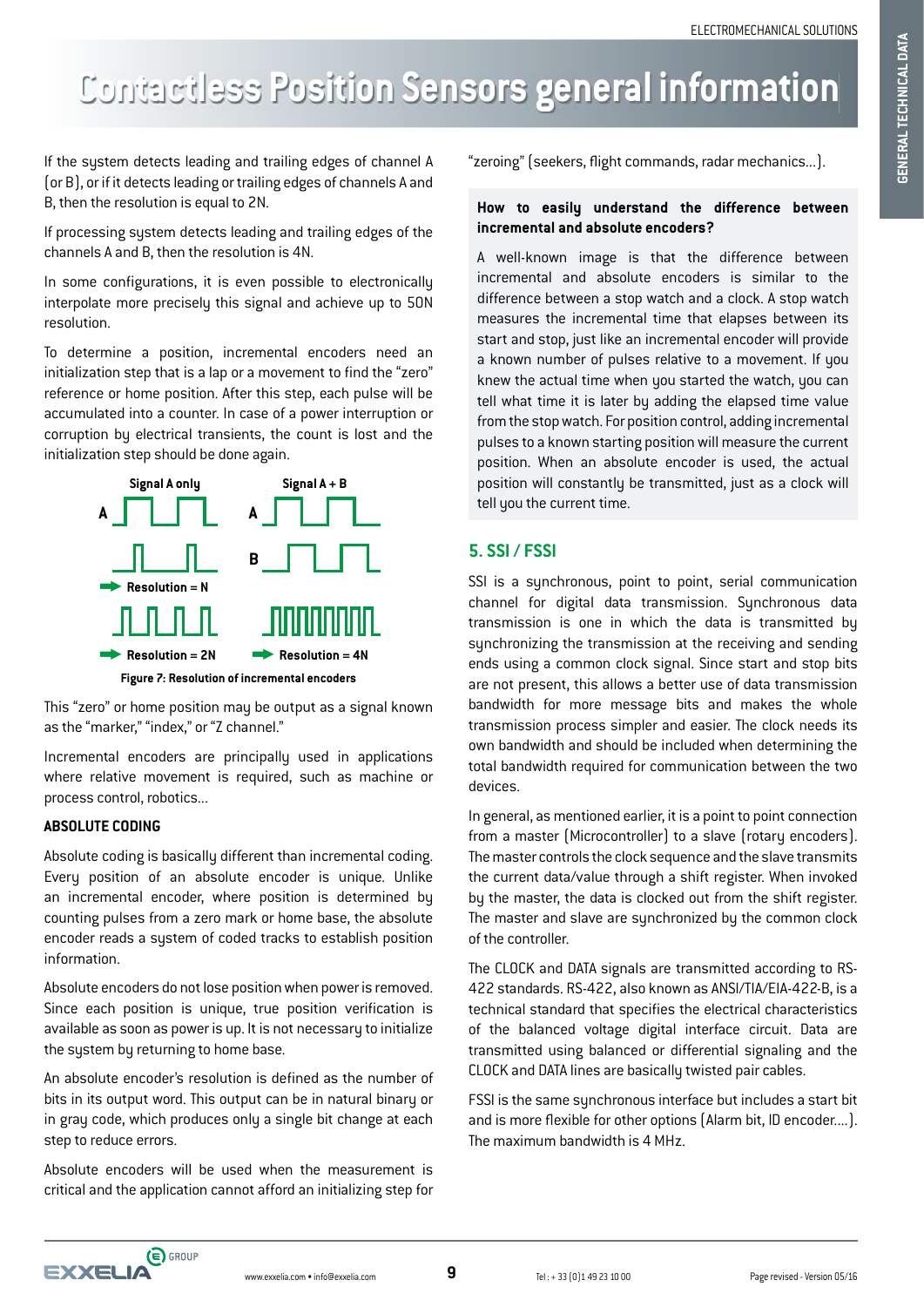# Contactless Position Sensors general information

If the system detects leading and trailing edges of channel A (or B), or if it detects leading or trailing edges of channels A and B, then the resolution is equal to 2N.

If processing system detects leading and trailing edges of the channels A and B, then the resolution is 4N.

In some configurations, it is even possible to electronically interpolate more precisely this signal and achieve up to 50N resolution.

To determine a position, incremental encoders need an initialization step that is a lap or a movement to find the "zero" reference or home position. After this step, each pulse will be accumulated into a counter. In case of a power interruption or corruption by electrical transients, the count is lost and the initialization step should be done again.

Signal A only
A
Resolution = N
Resolution = 2N

Signal A + B
A
B
Resolution = 4N

**Figure 7: Resolution of incremental encoders**

This "zero" or home position may be output as a signal known as the "marker," "index," or "Z channel."

Incremental encoders are principally used in applications where relative movement is required, such as machine or process control, robotics...

### ABSOLUTE CODING

Absolute coding is basically different than incremental coding. Every position of an absolute encoder is unique. Unlike an incremental encoder, where position is determined by counting pulses from a zero mark or home base, the absolute encoder reads a system of coded tracks to establish position information.

Absolute encoders do not lose position when power is removed. Since each position is unique, true position verification is available as soon as power is up. It is not necessary to initialize the system by returning to home base.

An absolute encoder's resolution is defined as the number of bits in its output word. This output can be in natural binary or in gray code, which produces only a single bit change at each step to reduce errors.

Absolute encoders will be used when the measurement is critical and the application cannot afford an initializing step for "zeroing" (seekers, flight commands, radar mechanics...).

**How to easily understand the difference between incremental and absolute encoders?**

A well-known image is that the difference between incremental and absolute encoders is similar to the difference between a stop watch and a clock. A stop watch measures the incremental time that elapses between its start and stop, just like an incremental encoder will provide a known number of pulses relative to a movement. If you knew the actual time when you started the watch, you can tell what time it is later by adding the elapsed time value from the stop watch. For position control, adding incremental pulses to a known starting position will measure the current position. When an absolute encoder is used, the actual position will constantly be transmitted, just as a clock will tell you the current time.

## 5. SSI / FSSI

SSI is a synchronous, point to point, serial communication channel for digital data transmission. Synchronous data transmission is one in which the data is transmitted by synchronizing the transmission at the receiving and sending ends using a common clock signal. Since start and stop bits are not present, this allows a better use of data transmission bandwidth for more message bits and makes the whole transmission process simpler and easier. The clock needs its own bandwidth and should be included when determining the total bandwidth required for communication between the two devices.

In general, as mentioned earlier, it is a point to point connection from a master (Microcontroller) to a slave (rotary encoders). The master controls the clock sequence and the slave transmits the current data/value through a shift register. When invoked by the master, the data is clocked out from the shift register. The master and slave are synchronized by the common clock of the controller.

The CLOCK and DATA signals are transmitted according to RS-422 standards. RS-422, also known as ANSI/TIA/EIA-422-B, is a technical standard that specifies the electrical characteristics of the balanced voltage digital interface circuit. Data are transmitted using balanced or differential signaling and the CLOCK and DATA lines are basically twisted pair cables.

FSSI is the same synchronous interface but includes a start bit and is more flexible for other options (Alarm bit, ID encoder....). The maximum bandwidth is 4 MHz.